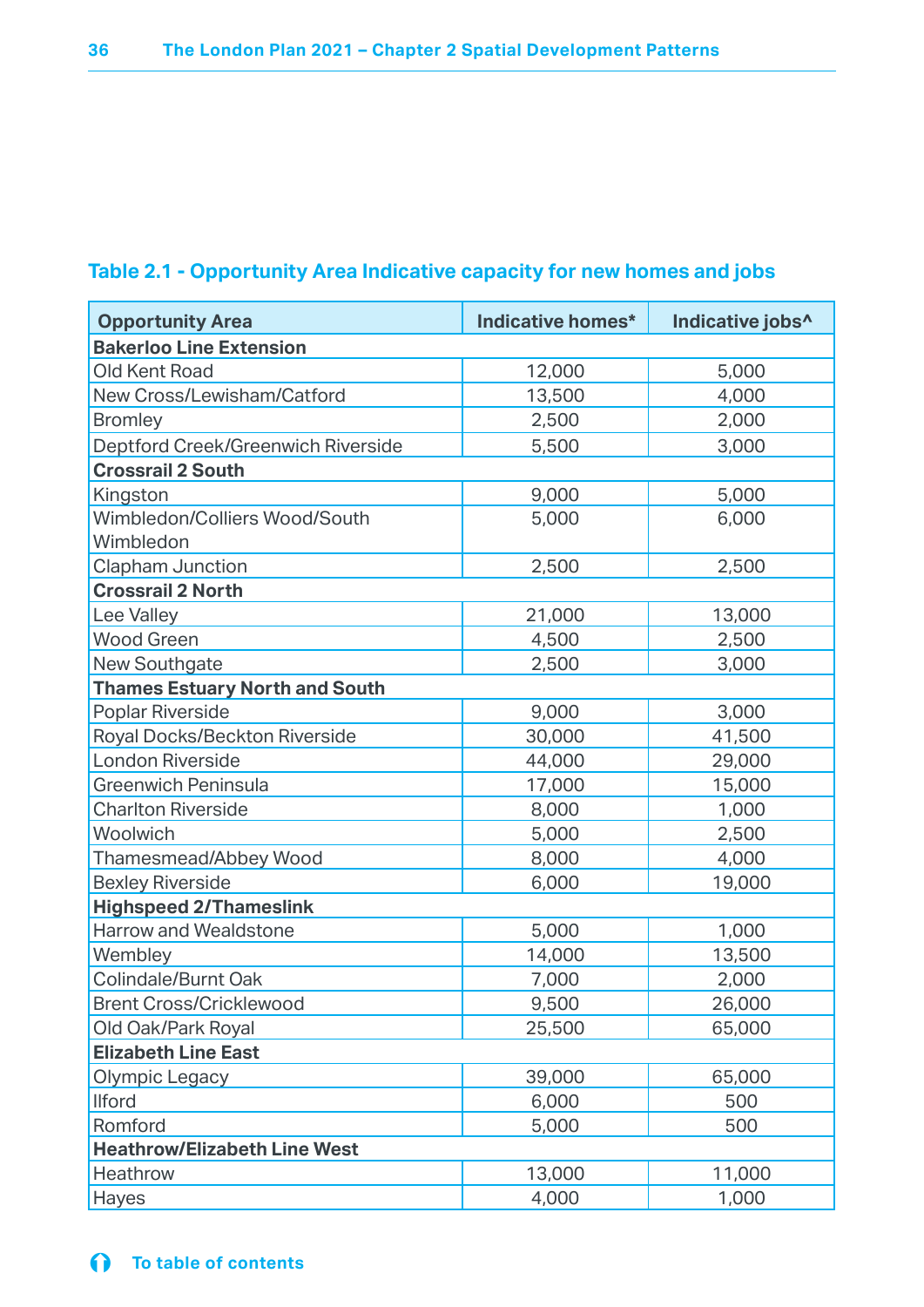### Table 2.1 - Opportunity Area Indicative capacity for new homes and jobs

| Opportunity Area | Indicative homes* | Indicative jobs^ |
|---|---|---|
| **Bakerloo Line Extension** | | |
| Old Kent Road | 12,000 | 5,000 |
| New Cross/Lewisham/Catford | 13,500 | 4,000 |
| Bromley | 2,500 | 2,000 |
| Deptford Creek/Greenwich Riverside | 5,500 | 3,000 |
| **Crossrail 2 South** | | |
| Kingston | 9,000 | 5,000 |
| Wimbledon/Colliers Wood/South Wimbledon | 5,000 | 6,000 |
| Clapham Junction | 2,500 | 2,500 |
| **Crossrail 2 North** | | |
| Lee Valley | 21,000 | 13,000 |
| Wood Green | 4,500 | 2,500 |
| New Southgate | 2,500 | 3,000 |
| **Thames Estuary North and South** | | |
| Poplar Riverside | 9,000 | 3,000 |
| Royal Docks/Beckton Riverside | 30,000 | 41,500 |
| London Riverside | 44,000 | 29,000 |
| Greenwich Peninsula | 17,000 | 15,000 |
| Charlton Riverside | 8,000 | 1,000 |
| Woolwich | 5,000 | 2,500 |
| Thamesmead/Abbey Wood | 8,000 | 4,000 |
| Bexley Riverside | 6,000 | 19,000 |
| **Highspeed 2/Thameslink** | | |
| Harrow and Wealdstone | 5,000 | 1,000 |
| Wembley | 14,000 | 13,500 |
| Colindale/Burnt Oak | 7,000 | 2,000 |
| Brent Cross/Cricklewood | 9,500 | 26,000 |
| Old Oak/Park Royal | 25,500 | 65,000 |
| **Elizabeth Line East** | | |
| Olympic Legacy | 39,000 | 65,000 |
| Ilford | 6,000 | 500 |
| Romford | 5,000 | 500 |
| **Heathrow/Elizabeth Line West** | | |
| Heathrow | 13,000 | 11,000 |
| Hayes | 4,000 | 1,000 |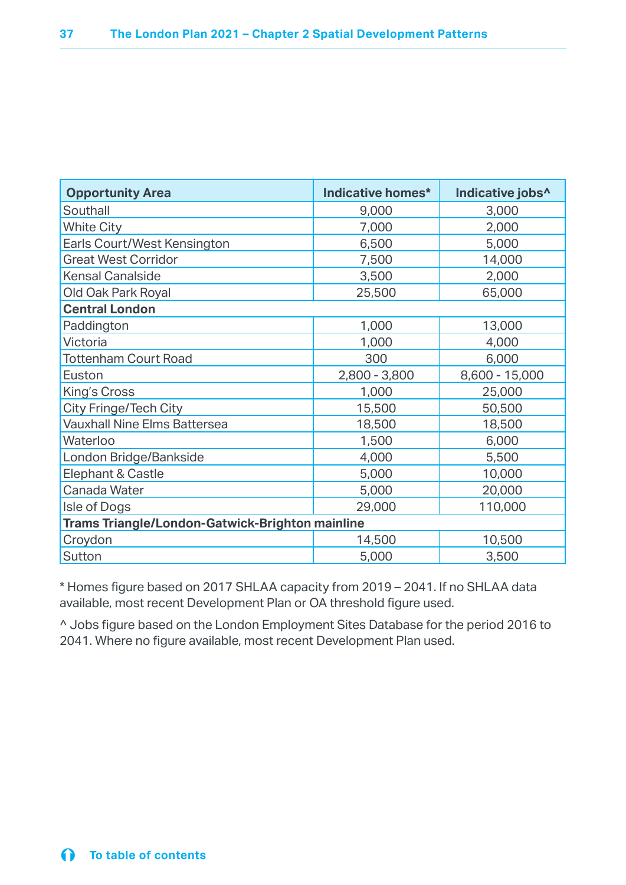| Opportunity Area | Indicative homes* | Indicative jobs^ |
|---|---|---|
| Southall | 9,000 | 3,000 |
| White City | 7,000 | 2,000 |
| Earls Court/West Kensington | 6,500 | 5,000 |
| Great West Corridor | 7,500 | 14,000 |
| Kensal Canalside | 3,500 | 2,000 |
| Old Oak Park Royal | 25,500 | 65,000 |
| **Central London** | | |
| Paddington | 1,000 | 13,000 |
| Victoria | 1,000 | 4,000 |
| Tottenham Court Road | 300 | 6,000 |
| Euston | 2,800 - 3,800 | 8,600 - 15,000 |
| King's Cross | 1,000 | 25,000 |
| City Fringe/Tech City | 15,500 | 50,500 |
| Vauxhall Nine Elms Battersea | 18,500 | 18,500 |
| Waterloo | 1,500 | 6,000 |
| London Bridge/Bankside | 4,000 | 5,500 |
| Elephant & Castle | 5,000 | 10,000 |
| Canada Water | 5,000 | 20,000 |
| Isle of Dogs | 29,000 | 110,000 |
| **Trams Triangle/London-Gatwick-Brighton mainline** | | |
| Croydon | 14,500 | 10,500 |
| Sutton | 5,000 | 3,500 |

* Homes figure based on 2017 SHLAA capacity from 2019 – 2041. If no SHLAA data available, most recent Development Plan or OA threshold figure used.

^ Jobs figure based on the London Employment Sites Database for the period 2016 to 2041. Where no figure available, most recent Development Plan used.